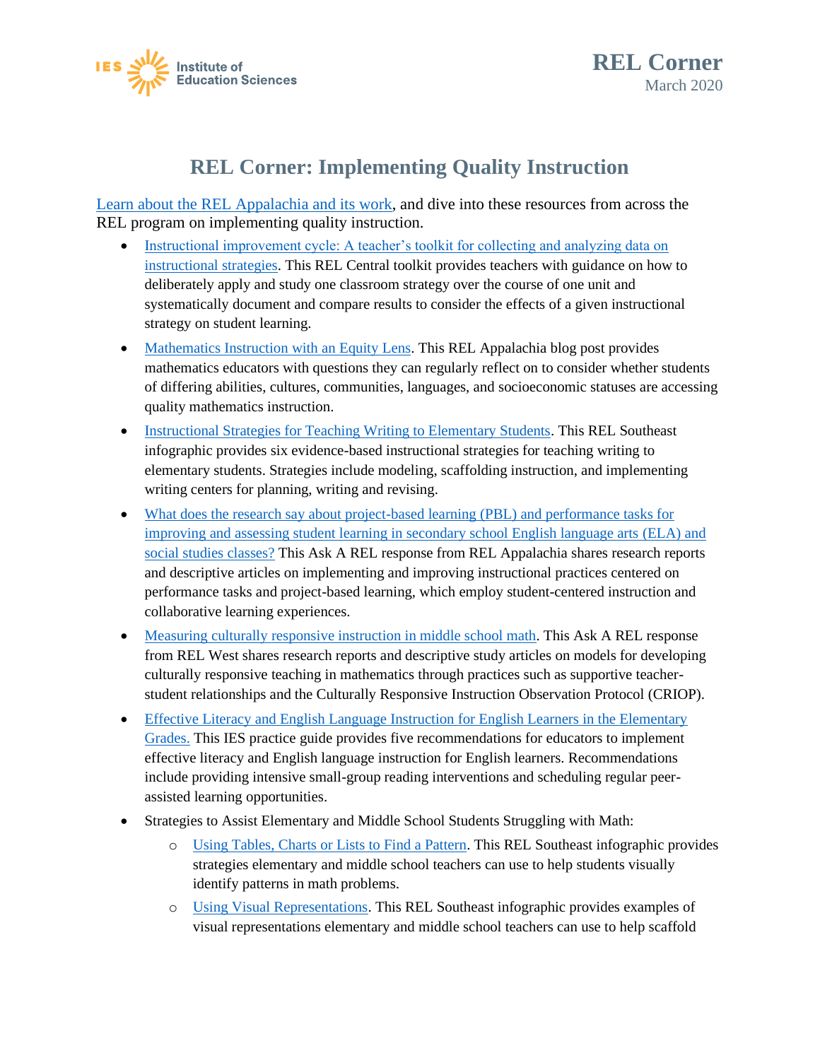# REL Corner: Implementing Quality Instruction

Learn about the REL Appalachia and its work, and dive into these resources from across the REL program on implementing quality instruction.

- Instructional improvement cycle: A teacher's toolkit for collecting and analyzing data on instructional strategies. This REL Central toolkit provides teachers with guidance on how to deliberately apply and study one classroom strategy over the course of one unit and systematically document and compare results to consider the effects of a given instructional strategy on student learning.
- Mathematics Instruction with an Equity Lens. This REL Appalachia blog post provides mathematics educators with questions they can regularly reflect on to consider whether students of differing abilities, cultures, communities, languages, and socioeconomic statuses are accessing quality mathematics instruction.
- Instructional Strategies for Teaching Writing to Elementary Students. This REL Southeast infographic provides six evidence-based instructional strategies for teaching writing to elementary students. Strategies include modeling, scaffolding instruction, and implementing writing centers for planning, writing and revising.
- What does the research say about project-based learning (PBL) and performance tasks for improving and assessing student learning in secondary school English language arts (ELA) and social studies classes? This Ask A REL response from REL Appalachia shares research reports and descriptive articles on implementing and improving instructional practices centered on performance tasks and project-based learning, which employ student-centered instruction and collaborative learning experiences.
- Measuring culturally responsive instruction in middle school math. This Ask A REL response from REL West shares research reports and descriptive study articles on models for developing culturally responsive teaching in mathematics through practices such as supportive teacher-student relationships and the Culturally Responsive Instruction Observation Protocol (CRIOP).
- Effective Literacy and English Language Instruction for English Learners in the Elementary Grades. This IES practice guide provides five recommendations for educators to implement effective literacy and English language instruction for English learners. Recommendations include providing intensive small-group reading interventions and scheduling regular peer-assisted learning opportunities.
- Strategies to Assist Elementary and Middle School Students Struggling with Math:
    - Using Tables, Charts or Lists to Find a Pattern. This REL Southeast infographic provides strategies elementary and middle school teachers can use to help students visually identify patterns in math problems.
    - Using Visual Representations. This REL Southeast infographic provides examples of visual representations elementary and middle school teachers can use to help scaffold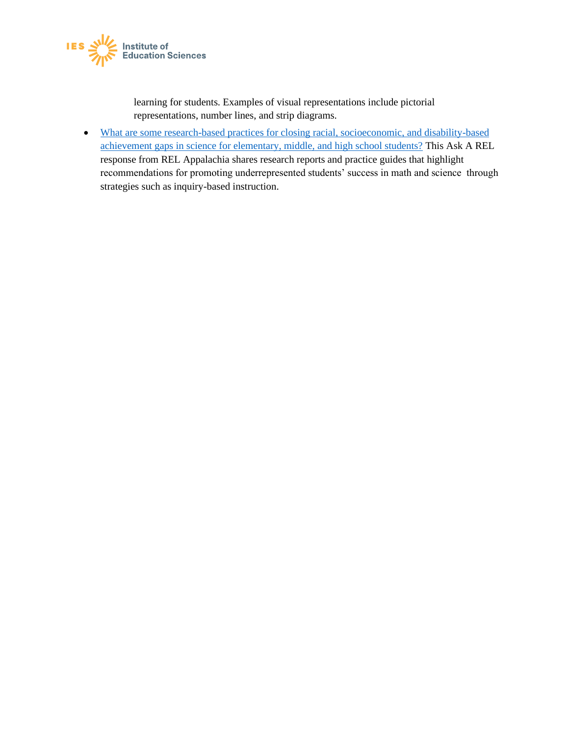learning for students. Examples of visual representations include pictorial representations, number lines, and strip diagrams.

- [What are some research-based practices for closing racial, socioeconomic, and disability-based achievement gaps in science for elementary, middle, and high school students?]() This Ask A REL response from REL Appalachia shares research reports and practice guides that highlight recommendations for promoting underrepresented students' success in math and science through strategies such as inquiry-based instruction.